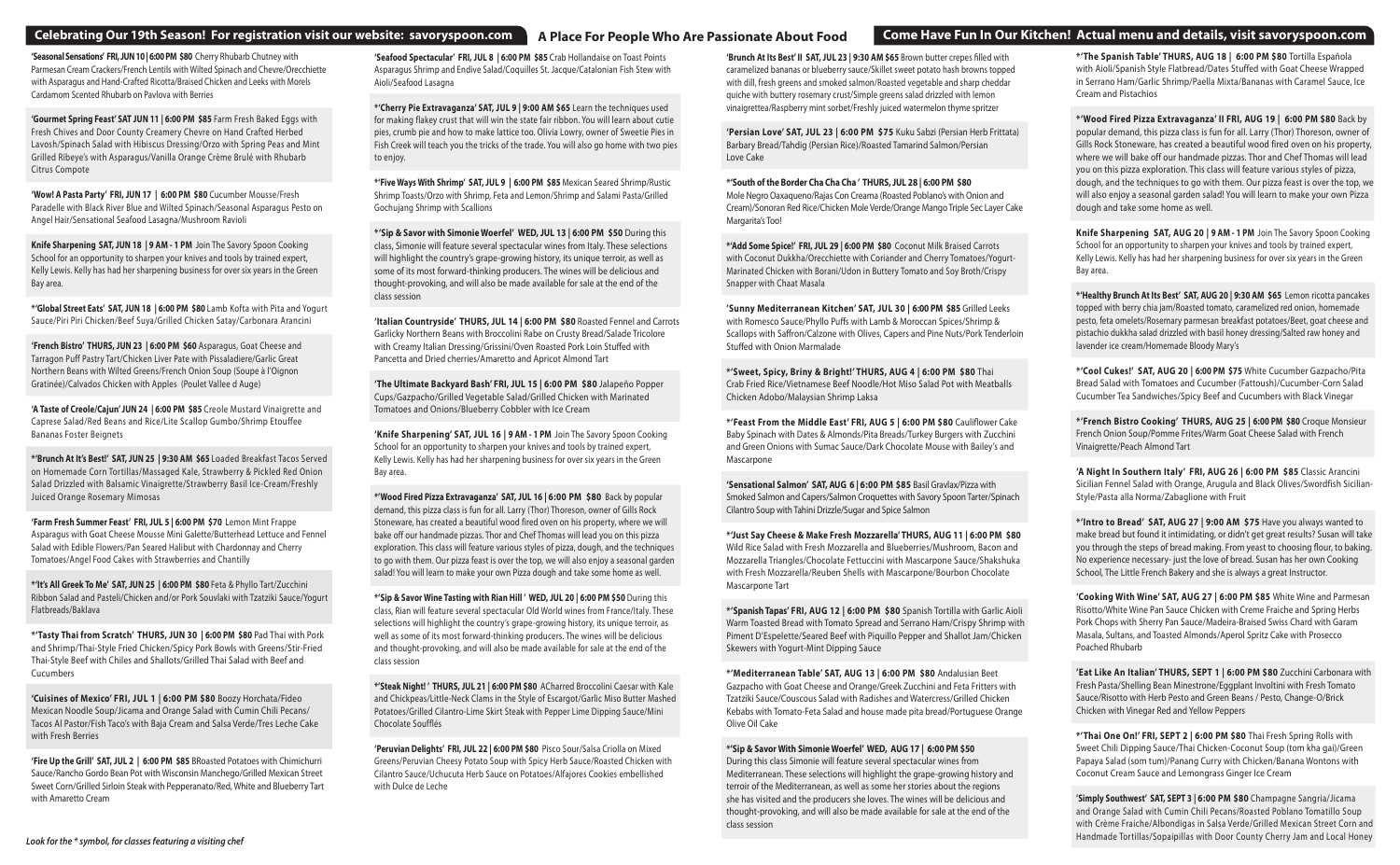## Celebrating Our 19th Season! For registration visit our website: savoryspoon.com

## A Place For People Who Are Passionate About Food

## Come Have Fun In Our Kitchen! Actual menu and details, visit savoryspoon.com

**'Seasonal Sensations' FRI, JUN 10 | 6:00 PM $80** Cherry Rhubarb Chutney with Parmesan Cream Crackers/French Lentils with Wilted Spinach and Chevre/Orecchiette with Asparagus and Hand-Crafted Ricotta/Braised Chicken and Leeks with Morels Cardamom Scented Rhubarb on Pavlova with Berries

**'Gourmet Spring Feast' SAT JUN 11 | 6:00 PM $85** Farm Fresh Baked Eggs with Fresh Chives and Door County Creamery Chevre on Hand Crafted Herbed Lavosh/Spinach Salad with Hibiscus Dressing/Orzo with Spring Peas and Mint Grilled Ribeye's with Asparagus/Vanilla Orange Crème Brulé with Rhubarb Citrus Compote

**'Wow! A Pasta Party' FRI, JUN 17 | 6:00 PM $80** Cucumber Mousse/Fresh Paradelle with Black River Blue and Wilted Spinach/Seasonal Asparagus Pesto on Angel Hair/Sensational Seafood Lasagna/Mushroom Ravioli

**Knife Sharpening SAT, JUN 18 | 9 AM - 1 PM** Join The Savory Spoon Cooking School for an opportunity to sharpen your knives and tools by trained expert, Kelly Lewis. Kelly has had her sharpening business for over six years in the Green Bay area.

**\*'Global Street Eats' SAT, JUN 18 | 6:00 PM $80** Lamb Kofta with Pita and Yogurt Sauce/Piri Piri Chicken/Beef Suya/Grilled Chicken Satay/Carbonara Arancini

**'French Bistro' THURS, JUN 23 | 6:00 PM $60** Asparagus, Goat Cheese and Tarragon Puff Pastry Tart/Chicken Liver Pate with Pissaladiere/Garlic Great Northern Beans with Wilted Greens/French Onion Soup (Soupe à l'Oignon Gratinée)/Calvados Chicken with Apples (Poulet Vallee d Auge)

**'A Taste of Creole/Cajun' JUN 24 | 6:00 PM $85** Creole Mustard Vinaigrette and Caprese Salad/Red Beans and Rice/Lite Scallop Gumbo/Shrimp Etouffee Bananas Foster Beignets

**\*'Brunch At It's Best!' SAT, JUN 25 | 9:30 AM $65** Loaded Breakfast Tacos Served on Homemade Corn Tortillas/Massaged Kale, Strawberry & Pickled Red Onion Salad Drizzled with Balsamic Vinaigrette/Strawberry Basil Ice-Cream/Freshly Juiced Orange Rosemary Mimosas

**'Farm Fresh Summer Feast' FRI, JUL 5 | 6:00 PM $70** Lemon Mint Frappe Asparagus with Goat Cheese Mousse Mini Galette/Butterhead Lettuce and Fennel Salad with Edible Flowers/Pan Seared Halibut with Chardonnay and Cherry Tomatoes/Angel Food Cakes with Strawberries and Chantilly

**\*'It's All Greek To Me' SAT, JUN 25 | 6:00 PM $80** Feta & Phyllo Tart/Zucchini Ribbon Salad and Pasteli/Chicken and/or Pork Souvlaki with Tzatziki Sauce/Yogurt Flatbreads/Baklava

**\*'Tasty Thai from Scratch' THURS, JUN 30 | 6:00 PM $80** Pad Thai with Pork and Shrimp/Thai-Style Fried Chicken/Spicy Pork Bowls with Greens/Stir-Fried Thai-Style Beef with Chiles and Shallots/Grilled Thai Salad with Beef and Cucumbers

**'Cuisines of Mexico' FRI, JUL 1 | 6:00 PM $80** Boozy Horchata/Fideo Mexican Noodle Soup/Jicama and Orange Salad with Cumin Chili Pecans/ Tacos Al Pastor/Fish Taco's with Baja Cream and Salsa Verde/Tres Leche Cake with Fresh Berries

**'Fire Up the Grill' SAT, JUL 2 | 6:00 PM $85** BRoasted Potatoes with Chimichurri Sauce/Rancho Gordo Bean Pot with Wisconsin Manchego/Grilled Mexican Street Sweet Corn/Grilled Sirloin Steak with Pepperonato/Red, White and Blueberry Tart with Amaretto Cream

**'Seafood Spectacular' FRI, JUL 8 | 6:00 PM $85** Crab Hollandaise on Toast Points Asparagus Shrimp and Endive Salad/Coquilles St. Jacque/Catalonian Fish Stew with Aioli/Seafood Lasagna

**\*'Cherry Pie Extravaganza' SAT, JUL 9 | 9:00 AM $65** Learn the techniques used for making flakey crust that will win the state fair ribbon. You will learn about cutie pies, crumb pie and how to make lattice too. Olivia Lowry, owner of Sweetie Pies in Fish Creek will teach you the tricks of the trade. You will also go home with two pies to enjoy.

**\*'Five Ways With Shrimp' SAT, JUL 9 | 6:00 PM $85** Mexican Seared Shrimp/Rustic Shrimp Toasts/Orzo with Shrimp, Feta and Lemon/Shrimp and Salami Pasta/Grilled Gochujang Shrimp with Scallions

**\*'Sip & Savor with Simonie Woerfel' WED, JUL 13 | 6:00 PM $50** During this class, Simonie will feature several spectacular wines from Italy. These selections will highlight the country's grape-growing history, its unique terroir, as well as some of its most forward-thinking producers. The wines will be delicious and thought-provoking, and will also be made available for sale at the end of the class session

**'Italian Countryside' THURS, JUL 14 | 6:00 PM $80** Roasted Fennel and Carrots Garlicky Northern Beans with Broccolini Rabe on Crusty Bread/Salade Tricolore with Creamy Italian Dressing/Grissini/Oven Roasted Pork Loin Stuffed with Pancetta and Dried cherries/Amaretto and Apricot Almond Tart

**'The Ultimate Backyard Bash' FRI, JUL 15 | 6:00 PM $80** Jalapeño Popper Cups/Gazpacho/Grilled Vegetable Salad/Grilled Chicken with Marinated Tomatoes and Onions/Blueberry Cobbler with Ice Cream

**'Knife Sharpening' SAT, JUL 16 | 9 AM - 1 PM** Join The Savory Spoon Cooking School for an opportunity to sharpen your knives and tools by trained expert, Kelly Lewis. Kelly has had her sharpening business for over six years in the Green Bay area.

**\*'Wood Fired Pizza Extravaganza' SAT, JUL 16 | 6:00 PM $80** Back by popular demand, this pizza class is fun for all. Larry (Thor) Thoreson, owner of Gills Rock Stoneware, has created a beautiful wood fired oven on his property, where we will bake off our handmade pizzas. Thor and Chef Thomas will lead you on this pizza exploration. This class will feature various styles of pizza, dough, and the techniques to go with them. Our pizza feast is over the top, we will also enjoy a seasonal garden salad! You will learn to make your own Pizza dough and take some home as well.

**\*'Sip & Savor Wine Tasting with Rian Hill ' WED, JUL 20 | 6:00 PM $50** During this class, Rian will feature several spectacular Old World wines from France/Italy. These selections will highlight the country's grape-growing history, its unique terroir, as well as some of its most forward-thinking producers. The wines will be delicious and thought-provoking, and will also be made available for sale at the end of the class session

**\*'Steak Night! ' THURS, JUL 21 | 6:00 PM $80** ACharred Broccolini Caesar with Kale and Chickpeas/Little-Neck Clams in the Style of Escargot/Grilled Miso Butter Mashed Potatoes/Grilled Cilantro-Lime Skirt Steak with Pepper Lime Dipping Sauce/Mini Chocolate Soufflés

**'Peruvian Delights' FRI, JUL 22 | 6:00 PM $80** Pisco Sour/Salsa Criolla on Mixed Greens/Peruvian Cheesy Potato Soup with Spicy Herb Sauce/Roasted Chicken with Cilantro Sauce/Uchucuta Herb Sauce on Potatoes/Alfajores Cookies embellished with Dulce de Leche

**'Brunch At Its Best' II SAT, JUL 23 | 9:30 AM $65** Brown butter crepes filled with caramelized bananas or blueberry sauce/Skillet sweet potato hash browns topped with dill, fresh greens and smoked salmon/Roasted vegetable and sharp cheddar quiche with buttery rosemary crust/Simple greens salad drizzled with lemon vinaigrettea/Raspberry mint sorbet/Freshly juiced watermelon thyme spritzer

**'Persian Love' SAT, JUL 23 | 6:00 PM $75** Kuku Sabzi (Persian Herb Frittata) Barbary Bread/Tahdig (Persian Rice)/Roasted Tamarind Salmon/Persian Love Cake

**\*'South of the Border Cha Cha Cha ' THURS, JUL 28 | 6:00 PM $80** Mole Negro Oaxaqueno/Rajas Con Creama (Roasted Poblano's with Onion and Cream)/Sonoran Red Rice/Chicken Mole Verde/Orange Mango Triple Sec Layer Cake Margarita's Too!

**\*'Add Some Spice!' FRI, JUL 29 | 6:00 PM $80** Coconut Milk Braised Carrots with Coconut Dukkha/Orecchiette with Coriander and Cherry Tomatoes/Yogurt-Marinated Chicken with Borani/Udon in Buttery Tomato and Soy Broth/Crispy Snapper with Chaat Masala

**'Sunny Mediterranean Kitchen' SAT, JUL 30 | 6:00 PM $85** Grilled Leeks with Romesco Sauce/Phyllo Puffs with Lamb & Moroccan Spices/Shrimp & Scallops with Saffron/Calzone with Olives, Capers and Pine Nuts/Pork Tenderloin Stuffed with Onion Marmalade

**\*'Sweet, Spicy, Briny & Bright!' THURS, AUG 4 | 6:00 PM $80** Thai Crab Fried Rice/Vietnamese Beef Noodle/Hot Miso Salad Pot with Meatballs Chicken Adobo/Malaysian Shrimp Laksa

**\*'Feast From the Middle East' FRI, AUG 5 | 6:00 PM $80** Cauliflower Cake Baby Spinach with Dates & Almonds/Pita Breads/Turkey Burgers with Zucchini and Green Onions with Sumac Sauce/Dark Chocolate Mouse with Bailey's and Mascarpone

**'Sensational Salmon' SAT, AUG 6 | 6:00 PM $85** Basil Gravlax/Pizza with Smoked Salmon and Capers/Salmon Croquettes with Savory Spoon Tarter/Spinach Cilantro Soup with Tahini Drizzle/Sugar and Spice Salmon

**\*'Just Say Cheese & Make Fresh Mozzarella' THURS, AUG 11 | 6:00 PM $80** Wild Rice Salad with Fresh Mozzarella and Blueberries/Mushroom, Bacon and Mozzarella Triangles/Chocolate Fettuccini with Mascarpone Sauce/Shakshuka with Fresh Mozzarella/Reuben Shells with Mascarpone/Bourbon Chocolate Mascarpone Tart

**\*'Spanish Tapas' FRI, AUG 12 | 6:00 PM $80** Spanish Tortilla with Garlic Aioli Warm Toasted Bread with Tomato Spread and Serrano Ham/Crispy Shrimp with Piment D'Espelette/Seared Beef with Piquillo Pepper and Shallot Jam/Chicken Skewers with Yogurt-Mint Dipping Sauce

**\*'Mediterranean Table' SAT, AUG 13 | 6:00 PM $80** Andalusian Beet Gazpacho with Goat Cheese and Orange/Greek Zucchini and Feta Fritters with Tzatziki Sauce/Couscous Salad with Radishes and Watercress/Grilled Chicken Kebabs with Tomato-Feta Salad and house made pita bread/Portuguese Orange Olive Oil Cake

**\*'Sip & Savor With Simonie Woerfel' WED, AUG 17 | 6:00 PM $50** During this class Simonie will feature several spectacular wines from Mediterranean. These selections will highlight the grape-growing history and terroir of the Mediterranean, as well as some her stories about the regions she has visited and the producers she loves. The wines will be delicious and thought-provoking, and will also be made available for sale at the end of the class session

**\*'The Spanish Table' THURS, AUG 18 | 6:00 PM $80** Tortilla Española with Aioli/Spanish Style Flatbread/Dates Stuffed with Goat Cheese Wrapped in Serrano Ham/Garlic Shrimp/Paella Mixta/Bananas with Caramel Sauce, Ice Cream and Pistachios

**\*'Wood Fired Pizza Extravaganza' II FRI, AUG 19 | 6:00 PM $80** Back by popular demand, this pizza class is fun for all. Larry (Thor) Thoreson, owner of Gills Rock Stoneware, has created a beautiful wood fired oven on his property, where we will bake off our handmade pizzas. Thor and Chef Thomas will lead you on this pizza exploration. This class will feature various styles of pizza, dough, and the techniques to go with them. Our pizza feast is over the top, we will also enjoy a seasonal garden salad! You will learn to make your own Pizza dough and take some home as well.

**Knife Sharpening SAT, AUG 20 | 9 AM - 1 PM** Join The Savory Spoon Cooking School for an opportunity to sharpen your knives and tools by trained expert, Kelly Lewis. Kelly has had her sharpening business for over six years in the Green Bay area.

**\*'Healthy Brunch At Its Best' SAT, AUG 20 | 9:30 AM $65** Lemon ricotta pancakes topped with berry chia jam/Roasted tomato, caramelized red onion, homemade pesto, feta omelets/Rosemary parmesan breakfast potatoes/Beet, goat cheese and pistachio dukkha salad drizzled with basil honey dressing/Salted raw honey and lavender ice cream/Homemade Bloody Mary's

**\*'Cool Cukes!' SAT, AUG 20 | 6:00 PM $75** White Cucumber Gazpacho/Pita Bread Salad with Tomatoes and Cucumber (Fattoush)/Cucumber-Corn Salad Cucumber Tea Sandwiches/Spicy Beef and Cucumbers with Black Vinegar

**\*'French Bistro Cooking' THURS, AUG 25 | 6:00 PM $80** Croque Monsieur French Onion Soup/Pomme Frites/Warm Goat Cheese Salad with French Vinaigrette/Peach Almond Tart

**'A Night In Southern Italy' FRI, AUG 26 | 6:00 PM $85** Classic Arancini Sicilian Fennel Salad with Orange, Arugula and Black Olives/Swordfish Sicilian-Style/Pasta alla Norma/Zabaglione with Fruit

**\*'Intro to Bread' SAT, AUG 27 | 9:00 AM $75** Have you always wanted to make bread but found it intimidating, or didn't get great results? Susan will take you through the steps of bread making. From yeast to choosing flour, to baking. No experience necessary- just the love of bread. Susan has her own Cooking School, The Little French Bakery and she is always a great Instructor.

**'Cooking With Wine' SAT, AUG 27 | 6:00 PM $85** White Wine and Parmesan Risotto/White Wine Pan Sauce Chicken with Creme Fraiche and Spring Herbs Pork Chops with Sherry Pan Sauce/Madeira-Braised Swiss Chard with Garam Masala, Sultans, and Toasted Almonds/Aperol Spritz Cake with Prosecco Poached Rhubarb

**'Eat Like An Italian' THURS, SEPT 1 | 6:00 PM $80** Zucchini Carbonara with Fresh Pasta/Shelling Bean Minestrone/Eggplant Involtini with Fresh Tomato Sauce/Risotto with Herb Pesto and Green Beans / Pesto, Change-O/Brick Chicken with Vinegar Red and Yellow Peppers

**\*'Thai One On!' FRI, SEPT 2 | 6:00 PM $80** Thai Fresh Spring Rolls with Sweet Chili Dipping Sauce/Thai Chicken-Coconut Soup (tom kha gai)/Green Papaya Salad (som tum)/Panang Curry with Chicken/Banana Wontons with Coconut Cream Sauce and Lemongrass Ginger Ice Cream

**'Simply Southwest' SAT, SEPT 3 | 6:00 PM $80** Champagne Sangria/Jicama and Orange Salad with Cumin Chili Pecans/Roasted Poblano Tomatillo Soup with Crème Fraiche/Albondigas in Salsa Verde/Grilled Mexican Street Corn and Handmade Tortillas/Sopaipillas with Door County Cherry Jam and Local Honey

*Look for the \* symbol, for classes featuring a visiting chef*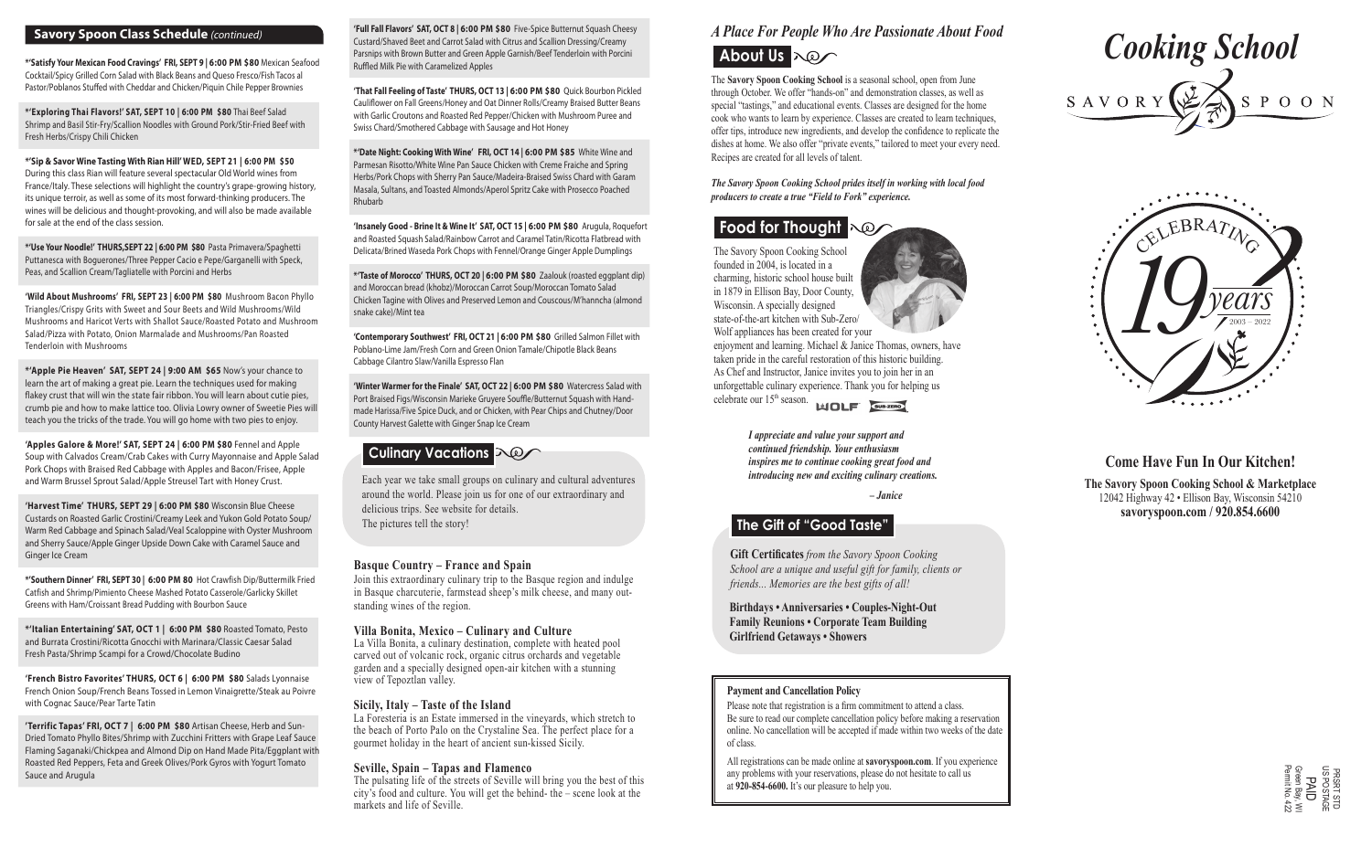## Savory Spoon Class Schedule *(continued)*

***'Satisfy Your Mexican Food Cravings' FRI, SEPT 9 | 6:00 PM $80** Mexican Seafood Cocktail/Spicy Grilled Corn Salad with Black Beans and Queso Fresco/Fish Tacos al Pastor/Poblanos Stuffed with Cheddar and Chicken/Piquin Chile Pepper Brownies

***'Exploring Thai Flavors!' SAT, SEPT 10 | 6:00 PM $80** Thai Beef Salad Shrimp and Basil Stir-Fry/Scallion Noodles with Ground Pork/Stir-Fried Beef with Fresh Herbs/Crispy Chili Chicken

***'Sip & Savor Wine Tasting With Rian Hill' WED, SEPT 21 | 6:00 PM $50** During this class Rian will feature several spectacular Old World wines from France/Italy. These selections will highlight the country's grape-growing history, its unique terroir, as well as some of its most forward-thinking producers. The wines will be delicious and thought-provoking, and will also be made available for sale at the end of the class session.

***'Use Your Noodle!' THURS,SEPT 22 | 6:00 PM $80** Pasta Primavera/Spaghetti Puttanesca with Boquerones/Three Pepper Cacio e Pepe/Garganelli with Speck, Peas, and Scallion Cream/Tagliatelle with Porcini and Herbs

**'Wild About Mushrooms' FRI, SEPT 23 | 6:00 PM $80** Mushroom Bacon Phyllo Triangles/Crispy Grits with Sweet and Sour Beets and Wild Mushrooms/Wild Mushrooms and Haricot Verts with Shallot Sauce/Roasted Potato and Mushroom Salad/Pizza with Potato, Onion Marmalade and Mushrooms/Pan Roasted Tenderloin with Mushrooms

***'Apple Pie Heaven' SAT, SEPT 24 | 9:00 AM $65** Now's your chance to learn the art of making a great pie. Learn the techniques used for making flakey crust that will win the state fair ribbon. You will learn about cutie pies, crumb pie and how to make lattice too. Olivia Lowry owner of Sweetie Pies will teach you the tricks of the trade. You will go home with two pies to enjoy.

**'Apples Galore & More!' SAT, SEPT 24 | 6:00 PM $80** Fennel and Apple Soup with Calvados Cream/Crab Cakes with Curry Mayonnaise and Apple Salad Pork Chops with Braised Red Cabbage with Apples and Bacon/Frisee, Apple and Warm Brussel Sprout Salad/Apple Streusel Tart with Honey Crust.

**'Harvest Time' THURS, SEPT 29 | 6:00 PM $80** Wisconsin Blue Cheese Custards on Roasted Garlic Crostini/Creamy Leek and Yukon Gold Potato Soup/ Warm Red Cabbage and Spinach Salad/Veal Scaloppine with Oyster Mushroom and Sherry Sauce/Apple Ginger Upside Down Cake with Caramel Sauce and Ginger Ice Cream

***'Southern Dinner' FRI, SEPT 30 | 6:00 PM 80** Hot Crawfish Dip/Buttermilk Fried Catfish and Shrimp/Pimiento Cheese Mashed Potato Casserole/Garlicky Skillet Greens with Ham/Croissant Bread Pudding with Bourbon Sauce

***'Italian Entertaining' SAT, OCT 1 | 6:00 PM $80** Roasted Tomato, Pesto and Burrata Crostini/Ricotta Gnocchi with Marinara/Classic Caesar Salad Fresh Pasta/Shrimp Scampi for a Crowd/Chocolate Budino

**'French Bistro Favorites' THURS, OCT 6 | 6:00 PM $80** Salads Lyonnaise French Onion Soup/French Beans Tossed in Lemon Vinaigrette/Steak au Poivre with Cognac Sauce/Pear Tarte Tatin

**'Terrific Tapas' FRI, OCT 7 | 6:00 PM $80** Artisan Cheese, Herb and Sun-Dried Tomato Phyllo Bites/Shrimp with Zucchini Fritters with Grape Leaf Sauce Flaming Saganaki/Chickpea and Almond Dip on Hand Made Pita/Eggplant with Roasted Red Peppers, Feta and Greek Olives/Pork Gyros with Yogurt Tomato Sauce and Arugula

**'Full Fall Flavors' SAT, OCT 8 | 6:00 PM $80** Five-Spice Butternut Squash Cheesy Custard/Shaved Beet and Carrot Salad with Citrus and Scallion Dressing/Creamy Parsnips with Brown Butter and Green Apple Garnish/Beef Tenderloin with Porcini Ruffled Milk Pie with Caramelized Apples

**'That Fall Feeling of Taste' THURS, OCT 13 | 6:00 PM $80** Quick Bourbon Pickled Cauliflower on Fall Greens/Honey and Oat Dinner Rolls/Creamy Braised Butter Beans with Garlic Croutons and Roasted Red Pepper/Chicken with Mushroom Puree and Swiss Chard/Smothered Cabbage with Sausage and Hot Honey

***'Date Night: Cooking With Wine' FRI, OCT 14 | 6:00 PM $85** White Wine and Parmesan Risotto/White Wine Pan Sauce Chicken with Creme Fraiche and Spring Herbs/Pork Chops with Sherry Pan Sauce/Madeira-Braised Swiss Chard with Garam Masala, Sultans, and Toasted Almonds/Aperol Spritz Cake with Prosecco Poached Rhubarb

**'Insanely Good - Brine It & Wine It' SAT, OCT 15 | 6:00 PM $80** Arugula, Roquefort and Roasted Squash Salad/Rainbow Carrot and Caramel Tatin/Ricotta Flatbread with Delicata/Brined Waseda Pork Chops with Fennel/Orange Ginger Apple Dumplings

***'Taste of Morocco' THURS, OCT 20 | 6:00 PM $80** Zaalouk (roasted eggplant dip) and Moroccan bread (khobz)/Moroccan Carrot Soup/Moroccan Tomato Salad Chicken Tagine with Olives and Preserved Lemon and Couscous/M'hanncha (almond snake cake)/Mint tea

**'Contemporary Southwest' FRI, OCT 21 | 6:00 PM $80** Grilled Salmon Fillet with Poblano-Lime Jam/Fresh Corn and Green Onion Tamale/Chipotle Black Beans Cabbage Cilantro Slaw/Vanilla Espresso Flan

**'Winter Warmer for the Finale' SAT, OCT 22 | 6:00 PM $80** Watercress Salad with Port Braised Figs/Wisconsin Marieke Gruyere Souffle/Butternut Squash with Hand-made Harissa/Five Spice Duck, and or Chicken, with Pear Chips and Chutney/Door County Harvest Galette with Ginger Snap Ice Cream

## Culinary Vacations

Each year we take small groups on culinary and cultural adventures around the world. Please join us for one of our extraordinary and delicious trips. See website for details.
The pictures tell the story!

### Basque Country – France and Spain
Join this extraordinary culinary trip to the Basque region and indulge in Basque charcuterie, farmstead sheep's milk cheese, and many outstanding wines of the region.

### Villa Bonita, Mexico – Culinary and Culture
La Villa Bonita, a culinary destination, complete with heated pool carved out of volcanic rock, organic citrus orchards and vegetable garden and a specially designed open-air kitchen with a stunning view of Tepoztlan valley.

### Sicily, Italy – Taste of the Island
La Foresteria is an Estate immersed in the vineyards, which stretch to the beach of Porto Palo on the Crystaline Sea. The perfect place for a gourmet holiday in the heart of ancient sun-kissed Sicily.

### Seville, Spain – Tapas and Flamenco
The pulsating life of the streets of Seville will bring you the best of this city's food and culture. You will get the behind- the – scene look at the markets and life of Seville.

*A Place For People Who Are Passionate About Food*

## About Us

The **Savory Spoon Cooking School** is a seasonal school, open from June through October. We offer "hands-on" and demonstration classes, as well as special "tastings," and educational events. Classes are designed for the home cook who wants to learn by experience. Classes are created to learn techniques, offer tips, introduce new ingredients, and develop the confidence to replicate the dishes at home. We also offer "private events," tailored to meet your every need. Recipes are created for all levels of talent.

***The Savory Spoon Cooking School prides itself in working with local food producers to create a true "Field to Fork" experience.***

## Food for Thought

The Savory Spoon Cooking School founded in 2004, is located in a charming, historic school house built in 1879 in Ellison Bay, Door County, Wisconsin. A specially designed state-of-the-art kitchen with Sub-Zero/ Wolf appliances has been created for your enjoyment and learning. Michael & Janice Thomas, owners, have taken pride in the careful restoration of this historic building. As Chef and Instructor, Janice invites you to join her in an unforgettable culinary experience. Thank you for helping us celebrate our 15th season.

WOLF SUB-ZERO

*I appreciate and value your support and continued friendship. Your enthusiasm inspires me to continue cooking great food and introducing new and exciting culinary creations.*

*– Janice*

## The Gift of "Good Taste"

**Gift Certificates** *from the Savory Spoon Cooking School are a unique and useful gift for family, clients or friends... Memories are the best gifts of all!*

**Birthdays • Anniversaries • Couples-Night-Out**
**Family Reunions • Corporate Team Building**
**Girlfriend Getaways • Showers**

### Payment and Cancellation Policy

Please note that registration is a firm commitment to attend a class. Be sure to read our complete cancellation policy before making a reservation online. No cancellation will be accepted if made within two weeks of the date of class.

All registrations can be made online at **savoryspoon.com**. If you experience any problems with your reservations, please do not hesitate to call us at **920-854-6600.** It's our pleasure to help you.

# *Cooking School*

SAVORY SPOON

CELEBRATING 19 years 2003 – 2022

## Come Have Fun In Our Kitchen!

**The Savory Spoon Cooking School & Marketplace**
12042 Highway 42 • Ellison Bay, Wisconsin 54210
**savoryspoon.com / 920.854.6600**

PRSRT STD
US POSTAGE
PAID
Green Bay, WI
Permit No. 422